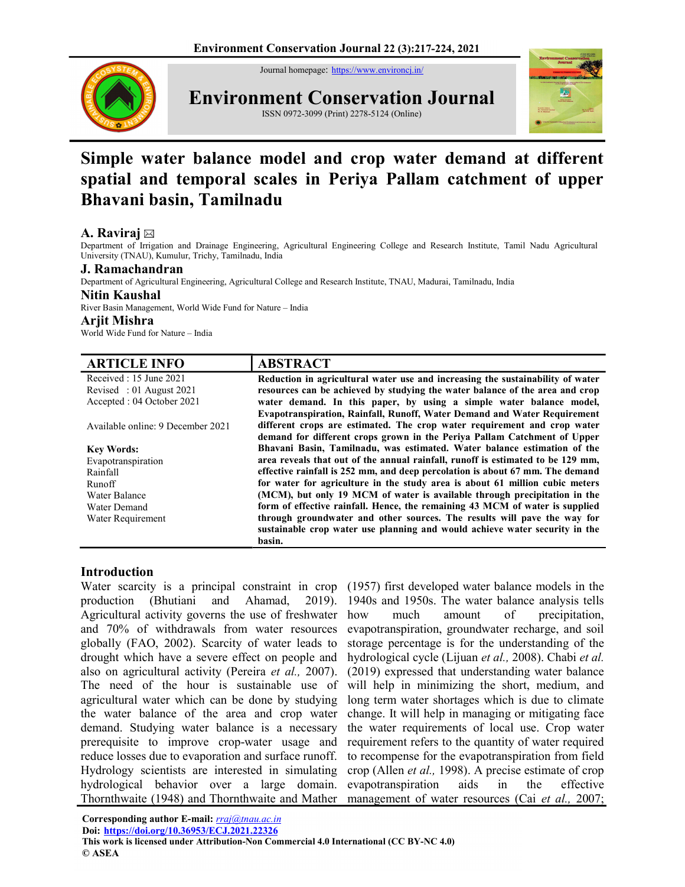Journal homepage: https://www.environcj.in/

# Environment Conservation Journal

ISSN 0972-3099 (Print) 2278-5124 (Online)

# Simple water balance model and crop water demand at different spatial and temporal scales in Periya Pallam catchment of upper Bhavani basin, Tamilnadu

**A. Raviraj** ✉

Department of Irrigation and Drainage Engineering, Agricultural Engineering College and Research Institute, Tamil Nadu Agricultural University (TNAU), Kumulur, Trichy, Tamilnadu, India

**J. Ramachandran**

Department of Agricultural Engineering, Agricultural College and Research Institute, TNAU, Madurai, Tamilnadu, India

**Nitin Kaushal**

River Basin Management, World Wide Fund for Nature – India

**Arjit Mishra**

World Wide Fund for Nature – India

## ARTICLE INFO

Received : 15 June 2021
Revised : 01 August 2021
Accepted : 04 October 2021

Available online: 9 December 2021

**Key Words:**
Evapotranspiration
Rainfall
Runoff
Water Balance
Water Demand
Water Requirement

## ABSTRACT

**Reduction in agricultural water use and increasing the sustainability of water resources can be achieved by studying the water balance of the area and crop water demand. In this paper, by using a simple water balance model, Evapotranspiration, Rainfall, Runoff, Water Demand and Water Requirement different crops are estimated. The crop water requirement and crop water demand for different crops grown in the Periya Pallam Catchment of Upper Bhavani Basin, Tamilnadu, was estimated. Water balance estimation of the area reveals that out of the annual rainfall, runoff is estimated to be 129 mm, effective rainfall is 252 mm, and deep percolation is about 67 mm. The demand for water for agriculture in the study area is about 61 million cubic meters (MCM), but only 19 MCM of water is available through precipitation in the form of effective rainfall. Hence, the remaining 43 MCM of water is supplied through groundwater and other sources. The results will pave the way for sustainable crop water use planning and would achieve water security in the basin.**

## Introduction

Water scarcity is a principal constraint in crop production (Bhutiani and Ahamad, 2019). Agricultural activity governs the use of freshwater and 70% of withdrawals from water resources globally (FAO, 2002). Scarcity of water leads to drought which have a severe effect on people and also on agricultural activity (Pereira *et al.,* 2007). The need of the hour is sustainable use of agricultural water which can be done by studying the water balance of the area and crop water demand. Studying water balance is a necessary prerequisite to improve crop-water usage and reduce losses due to evaporation and surface runoff. Hydrology scientists are interested in simulating hydrological behavior over a large domain. Thornthwaite (1948) and Thornthwaite and Mather (1957) first developed water balance models in the 1940s and 1950s. The water balance analysis tells how much amount of precipitation, evapotranspiration, groundwater recharge, and soil storage percentage is for the understanding of the hydrological cycle (Lijuan *et al.,* 2008). Chabi *et al.* (2019) expressed that understanding water balance will help in minimizing the short, medium, and long term water shortages which is due to climate change. It will help in managing or mitigating face the water requirements of local use. Crop water requirement refers to the quantity of water required to recompense for the evapotranspiration from field crop (Allen *et al.,* 1998). A precise estimate of crop evapotranspiration aids in the effective management of water resources (Cai *et al.,* 2007;

**Corresponding author E-mail:** rraj@tnau.ac.in
**Doi: https://doi.org/10.36953/ECJ.2021.22326**
**This work is licensed under Attribution-Non Commercial 4.0 International (CC BY-NC 4.0)**
**© ASEA**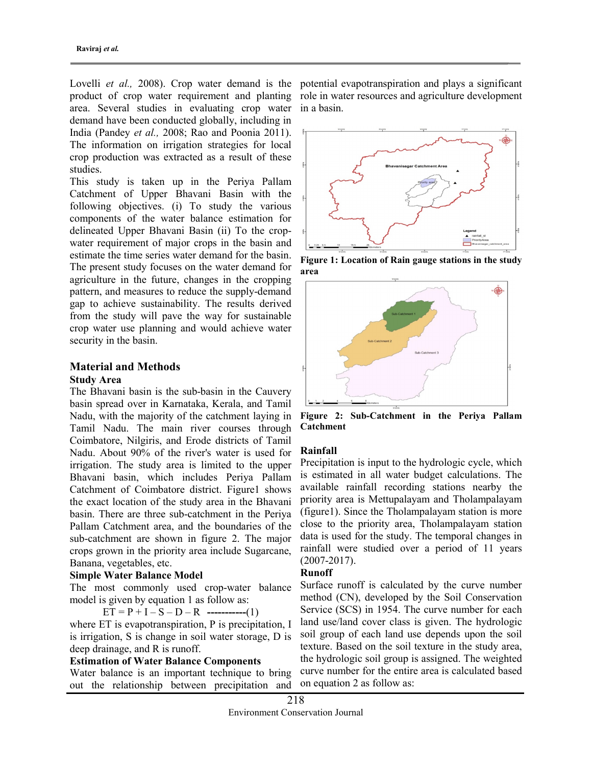Lovelli *et al.,* 2008). Crop water demand is the product of crop water requirement and planting area. Several studies in evaluating crop water demand have been conducted globally, including in India (Pandey *et al.,* 2008; Rao and Poonia 2011). The information on irrigation strategies for local crop production was extracted as a result of these studies.

This study is taken up in the Periya Pallam Catchment of Upper Bhavani Basin with the following objectives. (i) To study the various components of the water balance estimation for delineated Upper Bhavani Basin (ii) To the crop-water requirement of major crops in the basin and estimate the time series water demand for the basin. The present study focuses on the water demand for agriculture in the future, changes in the cropping pattern, and measures to reduce the supply-demand gap to achieve sustainability. The results derived from the study will pave the way for sustainable crop water use planning and would achieve water security in the basin.

## Material and Methods

### Study Area

The Bhavani basin is the sub-basin in the Cauvery basin spread over in Karnataka, Kerala, and Tamil Nadu, with the majority of the catchment laying in Tamil Nadu. The main river courses through Coimbatore, Nilgiris, and Erode districts of Tamil Nadu. About 90% of the river's water is used for irrigation. The study area is limited to the upper Bhavani basin, which includes Periya Pallam Catchment of Coimbatore district. Figure1 shows the exact location of the study area in the Bhavani basin. There are three sub-catchment in the Periya Pallam Catchment area, and the boundaries of the sub-catchment are shown in figure 2. The major crops grown in the priority area include Sugarcane, Banana, vegetables, etc.

### Simple Water Balance Model

The most commonly used crop-water balance model is given by equation 1 as follow as:

$$ET = P + I - S - D - R \quad \text{-----------(1)}$$

where ET is evapotranspiration, P is precipitation, I is irrigation, S is change in soil water storage, D is deep drainage, and R is runoff.

### Estimation of Water Balance Components

Water balance is an important technique to bring out the relationship between precipitation and potential evapotranspiration and plays a significant role in water resources and agriculture development in a basin.

**Figure 1: Location of Rain gauge stations in the study area**

**Figure 2: Sub-Catchment in the Periya Pallam Catchment**

### Rainfall

Precipitation is input to the hydrologic cycle, which is estimated in all water budget calculations. The available rainfall recording stations nearby the priority area is Mettupalayam and Tholampalayam (figure1). Since the Tholampalayam station is more close to the priority area, Tholampalayam station data is used for the study. The temporal changes in rainfall were studied over a period of 11 years (2007-2017).

### Runoff

Surface runoff is calculated by the curve number method (CN), developed by the Soil Conservation Service (SCS) in 1954. The curve number for each land use/land cover class is given. The hydrologic soil group of each land use depends upon the soil texture. Based on the soil texture in the study area, the hydrologic soil group is assigned. The weighted curve number for the entire area is calculated based on equation 2 as follow as: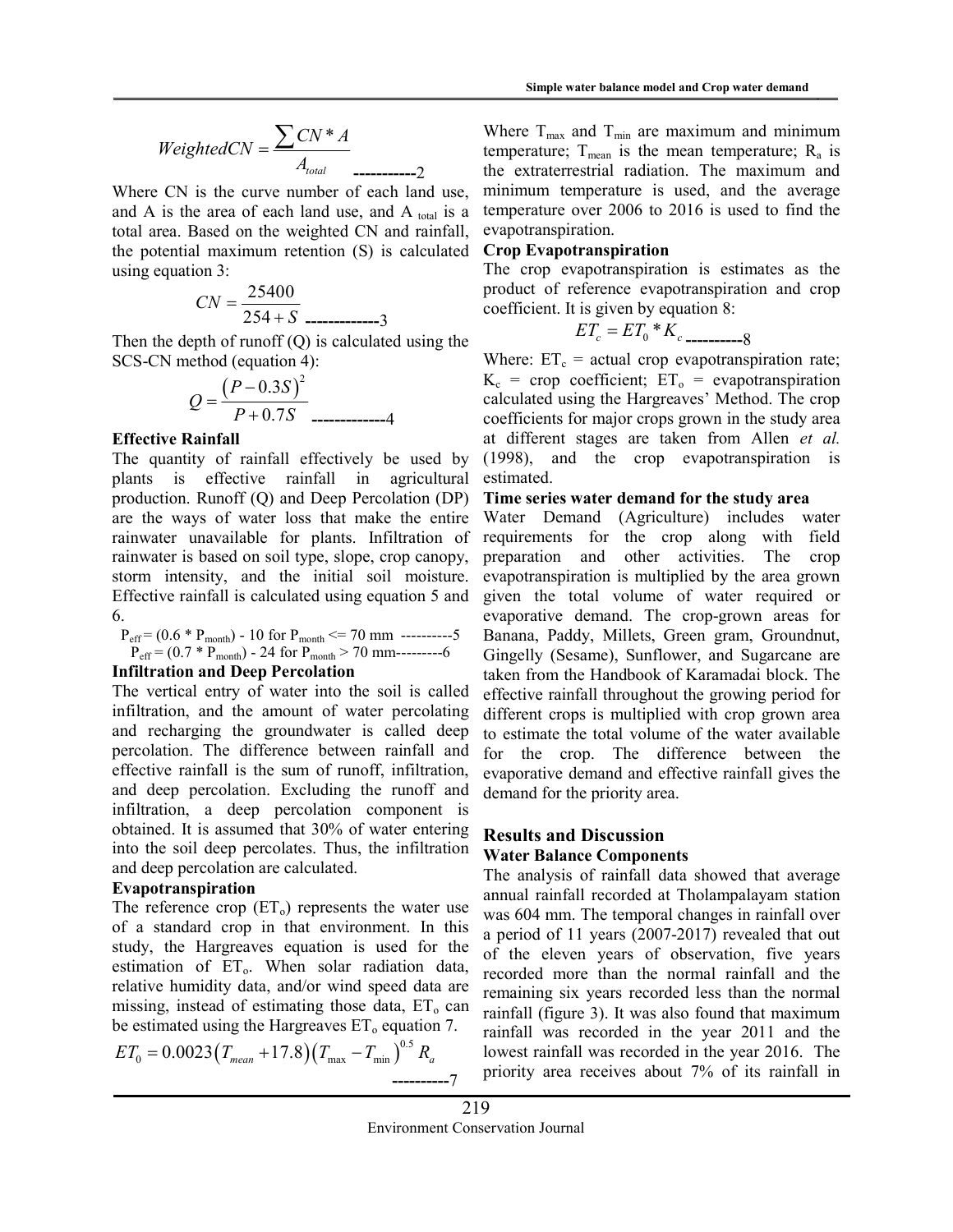$$WeightedCN = \frac{\sum CN * A}{A_{total}} \quad \text{-----------2}$$

Where CN is the curve number of each land use, and A is the area of each land use, and $A_{total}$ is a total area. Based on the weighted CN and rainfall, the potential maximum retention (S) is calculated using equation 3:

$$CN = \frac{25400}{254 + S} \quad \text{-------------3}$$

Then the depth of runoff (Q) is calculated using the SCS-CN method (equation 4):

$$Q = \frac{\left(P - 0.3S\right)^2}{P + 0.7S} \quad \text{-------------4}$$

**Effective Rainfall**

The quantity of rainfall effectively be used by plants is effective rainfall in agricultural production. Runoff (Q) and Deep Percolation (DP) are the ways of water loss that make the entire rainwater unavailable for plants. Infiltration of rainwater is based on soil type, slope, crop canopy, storm intensity, and the initial soil moisture. Effective rainfall is calculated using equation 5 and 6.

$P_{eff} = (0.6 * P_{month}) - 10$ for $P_{month} <= 70$ mm ----------5

$P_{eff} = (0.7 * P_{month}) - 24$ for $P_{month} > 70$ mm---------6

**Infiltration and Deep Percolation**

The vertical entry of water into the soil is called infiltration, and the amount of water percolating and recharging the groundwater is called deep percolation. The difference between rainfall and effective rainfall is the sum of runoff, infiltration, and deep percolation. Excluding the runoff and infiltration, a deep percolation component is obtained. It is assumed that 30% of water entering into the soil deep percolates. Thus, the infiltration and deep percolation are calculated.

**Evapotranspiration**

The reference crop ($ET_o$) represents the water use of a standard crop in that environment. In this study, the Hargreaves equation is used for the estimation of $ET_o$. When solar radiation data, relative humidity data, and/or wind speed data are missing, instead of estimating those data, $ET_o$ can be estimated using the Hargreaves $ET_o$ equation 7.

$$ET_0 = 0.0023\left(T_{mean} + 17.8\right)\left(T_{max} - T_{min}\right)^{0.5} R_a \quad \text{----------7}$$

Where $T_{max}$ and $T_{min}$ are maximum and minimum temperature; $T_{mean}$ is the mean temperature; $R_a$ is the extraterrestrial radiation. The maximum and minimum temperature is used, and the average temperature over 2006 to 2016 is used to find the evapotranspiration.

**Crop Evapotranspiration**

The crop evapotranspiration is estimates as the product of reference evapotranspiration and crop coefficient. It is given by equation 8:

$$ET_c = ET_0 * K_c \quad \text{----------8}$$

Where: $ET_c$ = actual crop evapotranspiration rate; $K_c$ = crop coefficient; $ET_o$ = evapotranspiration calculated using the Hargreaves' Method. The crop coefficients for major crops grown in the study area at different stages are taken from Allen *et al.* (1998), and the crop evapotranspiration is estimated.

**Time series water demand for the study area**

Water Demand (Agriculture) includes water requirements for the crop along with field preparation and other activities. The crop evapotranspiration is multiplied by the area grown given the total volume of water required or evaporative demand. The crop-grown areas for Banana, Paddy, Millets, Green gram, Groundnut, Gingelly (Sesame), Sunflower, and Sugarcane are taken from the Handbook of Karamadai block. The effective rainfall throughout the growing period for different crops is multiplied with crop grown area to estimate the total volume of the water available for the crop. The difference between the evaporative demand and effective rainfall gives the demand for the priority area.

## Results and Discussion

**Water Balance Components**

The analysis of rainfall data showed that average annual rainfall recorded at Tholampalayam station was 604 mm. The temporal changes in rainfall over a period of 11 years (2007-2017) revealed that out of the eleven years of observation, five years recorded more than the normal rainfall and the remaining six years recorded less than the normal rainfall (figure 3). It was also found that maximum rainfall was recorded in the year 2011 and the lowest rainfall was recorded in the year 2016. The priority area receives about 7% of its rainfall in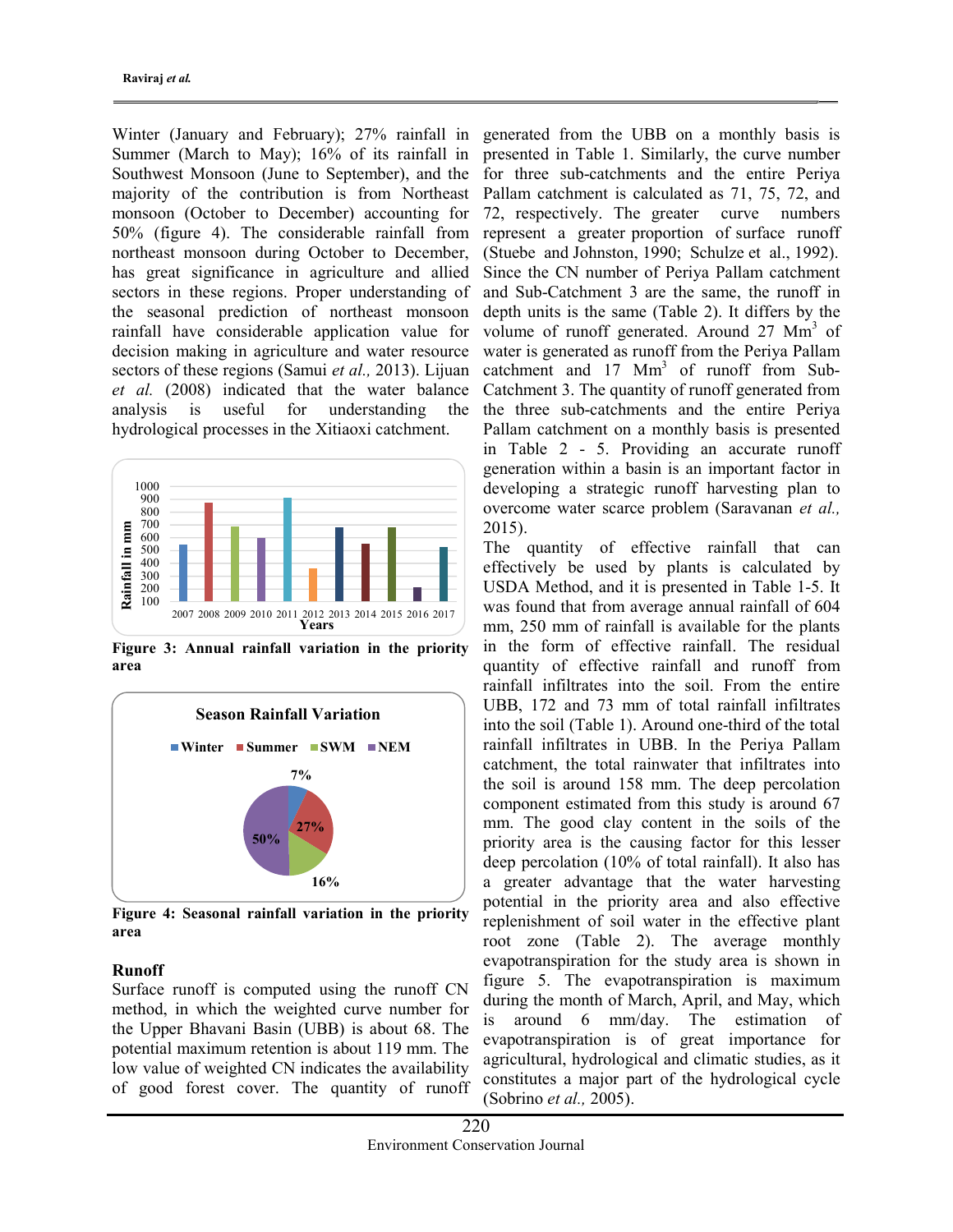Winter (January and February); 27% rainfall in Summer (March to May); 16% of its rainfall in Southwest Monsoon (June to September), and the majority of the contribution is from Northeast monsoon (October to December) accounting for 50% (figure 4). The considerable rainfall from northeast monsoon during October to December, has great significance in agriculture and allied sectors in these regions. Proper understanding of the seasonal prediction of northeast monsoon rainfall have considerable application value for decision making in agriculture and water resource sectors of these regions (Samui *et al.,* 2013). Lijuan *et al.* (2008) indicated that the water balance analysis is useful for understanding the hydrological processes in the Xitiaoxi catchment.

**Figure 3: Annual rainfall variation in the priority area**

**Figure 4: Seasonal rainfall variation in the priority area**

### Runoff

Surface runoff is computed using the runoff CN method, in which the weighted curve number for the Upper Bhavani Basin (UBB) is about 68. The potential maximum retention is about 119 mm. The low value of weighted CN indicates the availability of good forest cover. The quantity of runoff generated from the UBB on a monthly basis is presented in Table 1. Similarly, the curve number for three sub-catchments and the entire Periya Pallam catchment is calculated as 71, 75, 72, and 72, respectively. The greater curve numbers represent a greater proportion of surface runoff (Stuebe and Johnston, 1990; Schulze et al., 1992). Since the CN number of Periya Pallam catchment and Sub-Catchment 3 are the same, the runoff in depth units is the same (Table 2). It differs by the volume of runoff generated. Around 27 $Mm^3$ of water is generated as runoff from the Periya Pallam catchment and 17 $Mm^3$ of runoff from Sub-Catchment 3. The quantity of runoff generated from the three sub-catchments and the entire Periya Pallam catchment on a monthly basis is presented in Table 2 - 5. Providing an accurate runoff generation within a basin is an important factor in developing a strategic runoff harvesting plan to overcome water scarce problem (Saravanan *et al.,* 2015).

The quantity of effective rainfall that can effectively be used by plants is calculated by USDA Method, and it is presented in Table 1-5. It was found that from average annual rainfall of 604 mm, 250 mm of rainfall is available for the plants in the form of effective rainfall. The residual quantity of effective rainfall and runoff from rainfall infiltrates into the soil. From the entire UBB, 172 and 73 mm of total rainfall infiltrates into the soil (Table 1). Around one-third of the total rainfall infiltrates in UBB. In the Periya Pallam catchment, the total rainwater that infiltrates into the soil is around 158 mm. The deep percolation component estimated from this study is around 67 mm. The good clay content in the soils of the priority area is the causing factor for this lesser deep percolation (10% of total rainfall). It also has a greater advantage that the water harvesting potential in the priority area and also effective replenishment of soil water in the effective plant root zone (Table 2). The average monthly evapotranspiration for the study area is shown in figure 5. The evapotranspiration is maximum during the month of March, April, and May, which is around 6 mm/day. The estimation of evapotranspiration is of great importance for agricultural, hydrological and climatic studies, as it constitutes a major part of the hydrological cycle (Sobrino *et al.,* 2005).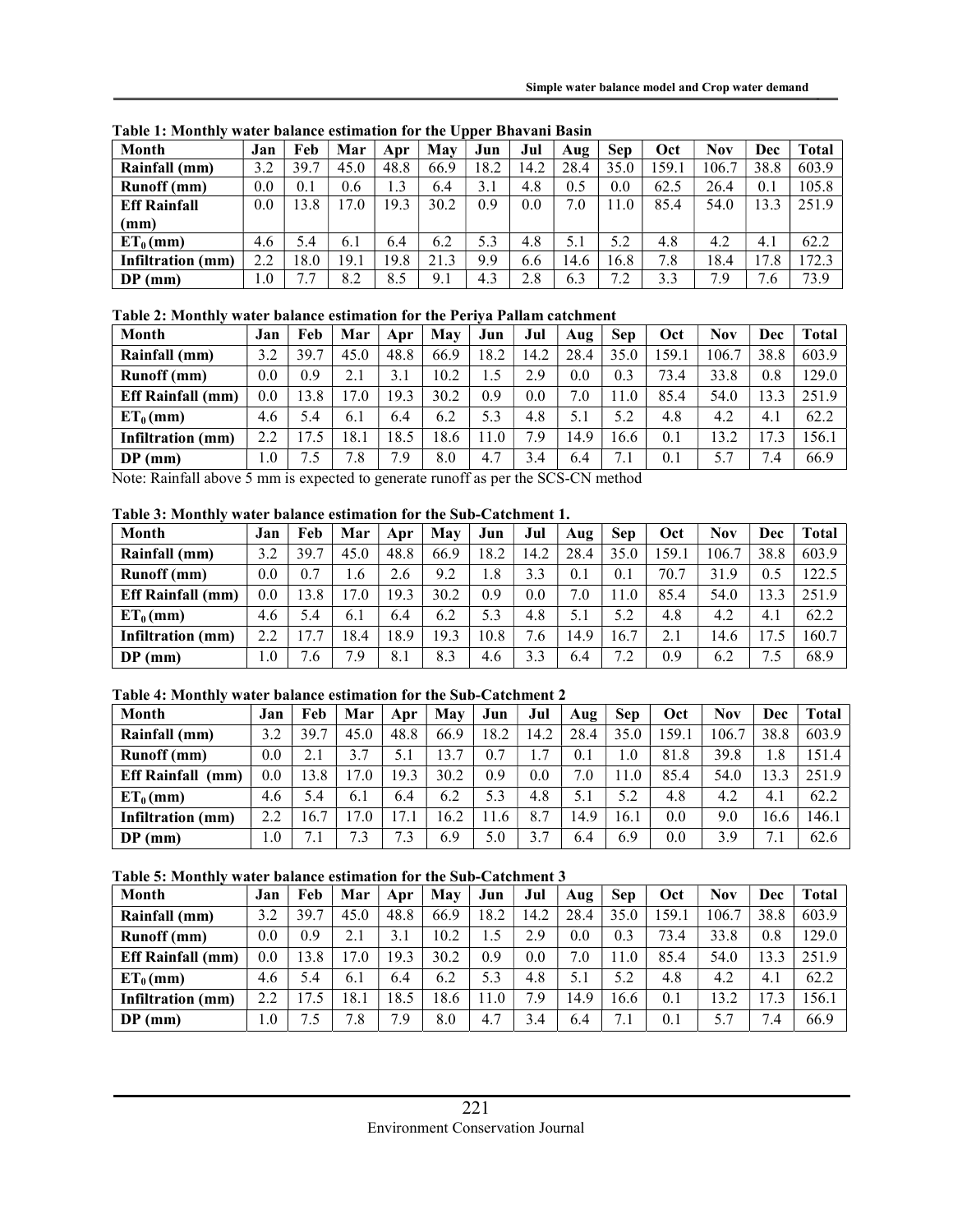**Table 1: Monthly water balance estimation for the Upper Bhavani Basin**

| Month | Jan | Feb | Mar | Apr | May | Jun | Jul | Aug | Sep | Oct | Nov | Dec | Total |
|---|---|---|---|---|---|---|---|---|---|---|---|---|---|
| **Rainfall (mm)** | 3.2 | 39.7 | 45.0 | 48.8 | 66.9 | 18.2 | 14.2 | 28.4 | 35.0 | 159.1 | 106.7 | 38.8 | 603.9 |
| **Runoff (mm)** | 0.0 | 0.1 | 0.6 | 1.3 | 6.4 | 3.1 | 4.8 | 0.5 | 0.0 | 62.5 | 26.4 | 0.1 | 105.8 |
| **Eff Rainfall (mm)** | 0.0 | 13.8 | 17.0 | 19.3 | 30.2 | 0.9 | 0.0 | 7.0 | 11.0 | 85.4 | 54.0 | 13.3 | 251.9 |
| **$ET_0$ (mm)** | 4.6 | 5.4 | 6.1 | 6.4 | 6.2 | 5.3 | 4.8 | 5.1 | 5.2 | 4.8 | 4.2 | 4.1 | 62.2 |
| **Infiltration (mm)** | 2.2 | 18.0 | 19.1 | 19.8 | 21.3 | 9.9 | 6.6 | 14.6 | 16.8 | 7.8 | 18.4 | 17.8 | 172.3 |
| **DP (mm)** | 1.0 | 7.7 | 8.2 | 8.5 | 9.1 | 4.3 | 2.8 | 6.3 | 7.2 | 3.3 | 7.9 | 7.6 | 73.9 |

**Table 2: Monthly water balance estimation for the Periya Pallam catchment**

| Month | Jan | Feb | Mar | Apr | May | Jun | Jul | Aug | Sep | Oct | Nov | Dec | Total |
|---|---|---|---|---|---|---|---|---|---|---|---|---|---|
| **Rainfall (mm)** | 3.2 | 39.7 | 45.0 | 48.8 | 66.9 | 18.2 | 14.2 | 28.4 | 35.0 | 159.1 | 106.7 | 38.8 | 603.9 |
| **Runoff (mm)** | 0.0 | 0.9 | 2.1 | 3.1 | 10.2 | 1.5 | 2.9 | 0.0 | 0.3 | 73.4 | 33.8 | 0.8 | 129.0 |
| **Eff Rainfall (mm)** | 0.0 | 13.8 | 17.0 | 19.3 | 30.2 | 0.9 | 0.0 | 7.0 | 11.0 | 85.4 | 54.0 | 13.3 | 251.9 |
| **$ET_0$ (mm)** | 4.6 | 5.4 | 6.1 | 6.4 | 6.2 | 5.3 | 4.8 | 5.1 | 5.2 | 4.8 | 4.2 | 4.1 | 62.2 |
| **Infiltration (mm)** | 2.2 | 17.5 | 18.1 | 18.5 | 18.6 | 11.0 | 7.9 | 14.9 | 16.6 | 0.1 | 13.2 | 17.3 | 156.1 |
| **DP (mm)** | 1.0 | 7.5 | 7.8 | 7.9 | 8.0 | 4.7 | 3.4 | 6.4 | 7.1 | 0.1 | 5.7 | 7.4 | 66.9 |

Note: Rainfall above 5 mm is expected to generate runoff as per the SCS-CN method

**Table 3: Monthly water balance estimation for the Sub-Catchment 1.**

| Month | Jan | Feb | Mar | Apr | May | Jun | Jul | Aug | Sep | Oct | Nov | Dec | Total |
|---|---|---|---|---|---|---|---|---|---|---|---|---|---|
| **Rainfall (mm)** | 3.2 | 39.7 | 45.0 | 48.8 | 66.9 | 18.2 | 14.2 | 28.4 | 35.0 | 159.1 | 106.7 | 38.8 | 603.9 |
| **Runoff (mm)** | 0.0 | 0.7 | 1.6 | 2.6 | 9.2 | 1.8 | 3.3 | 0.1 | 0.1 | 70.7 | 31.9 | 0.5 | 122.5 |
| **Eff Rainfall (mm)** | 0.0 | 13.8 | 17.0 | 19.3 | 30.2 | 0.9 | 0.0 | 7.0 | 11.0 | 85.4 | 54.0 | 13.3 | 251.9 |
| **$ET_0$ (mm)** | 4.6 | 5.4 | 6.1 | 6.4 | 6.2 | 5.3 | 4.8 | 5.1 | 5.2 | 4.8 | 4.2 | 4.1 | 62.2 |
| **Infiltration (mm)** | 2.2 | 17.7 | 18.4 | 18.9 | 19.3 | 10.8 | 7.6 | 14.9 | 16.7 | 2.1 | 14.6 | 17.5 | 160.7 |
| **DP (mm)** | 1.0 | 7.6 | 7.9 | 8.1 | 8.3 | 4.6 | 3.3 | 6.4 | 7.2 | 0.9 | 6.2 | 7.5 | 68.9 |

**Table 4: Monthly water balance estimation for the Sub-Catchment 2**

| Month | Jan | Feb | Mar | Apr | May | Jun | Jul | Aug | Sep | Oct | Nov | Dec | Total |
|---|---|---|---|---|---|---|---|---|---|---|---|---|---|
| **Rainfall (mm)** | 3.2 | 39.7 | 45.0 | 48.8 | 66.9 | 18.2 | 14.2 | 28.4 | 35.0 | 159.1 | 106.7 | 38.8 | 603.9 |
| **Runoff (mm)** | 0.0 | 2.1 | 3.7 | 5.1 | 13.7 | 0.7 | 1.7 | 0.1 | 1.0 | 81.8 | 39.8 | 1.8 | 151.4 |
| **Eff Rainfall (mm)** | 0.0 | 13.8 | 17.0 | 19.3 | 30.2 | 0.9 | 0.0 | 7.0 | 11.0 | 85.4 | 54.0 | 13.3 | 251.9 |
| **$ET_0$ (mm)** | 4.6 | 5.4 | 6.1 | 6.4 | 6.2 | 5.3 | 4.8 | 5.1 | 5.2 | 4.8 | 4.2 | 4.1 | 62.2 |
| **Infiltration (mm)** | 2.2 | 16.7 | 17.0 | 17.1 | 16.2 | 11.6 | 8.7 | 14.9 | 16.1 | 0.0 | 9.0 | 16.6 | 146.1 |
| **DP (mm)** | 1.0 | 7.1 | 7.3 | 7.3 | 6.9 | 5.0 | 3.7 | 6.4 | 6.9 | 0.0 | 3.9 | 7.1 | 62.6 |

**Table 5: Monthly water balance estimation for the Sub-Catchment 3**

| Month | Jan | Feb | Mar | Apr | May | Jun | Jul | Aug | Sep | Oct | Nov | Dec | Total |
|---|---|---|---|---|---|---|---|---|---|---|---|---|---|
| **Rainfall (mm)** | 3.2 | 39.7 | 45.0 | 48.8 | 66.9 | 18.2 | 14.2 | 28.4 | 35.0 | 159.1 | 106.7 | 38.8 | 603.9 |
| **Runoff (mm)** | 0.0 | 0.9 | 2.1 | 3.1 | 10.2 | 1.5 | 2.9 | 0.0 | 0.3 | 73.4 | 33.8 | 0.8 | 129.0 |
| **Eff Rainfall (mm)** | 0.0 | 13.8 | 17.0 | 19.3 | 30.2 | 0.9 | 0.0 | 7.0 | 11.0 | 85.4 | 54.0 | 13.3 | 251.9 |
| **$ET_0$ (mm)** | 4.6 | 5.4 | 6.1 | 6.4 | 6.2 | 5.3 | 4.8 | 5.1 | 5.2 | 4.8 | 4.2 | 4.1 | 62.2 |
| **Infiltration (mm)** | 2.2 | 17.5 | 18.1 | 18.5 | 18.6 | 11.0 | 7.9 | 14.9 | 16.6 | 0.1 | 13.2 | 17.3 | 156.1 |
| **DP (mm)** | 1.0 | 7.5 | 7.8 | 7.9 | 8.0 | 4.7 | 3.4 | 6.4 | 7.1 | 0.1 | 5.7 | 7.4 | 66.9 |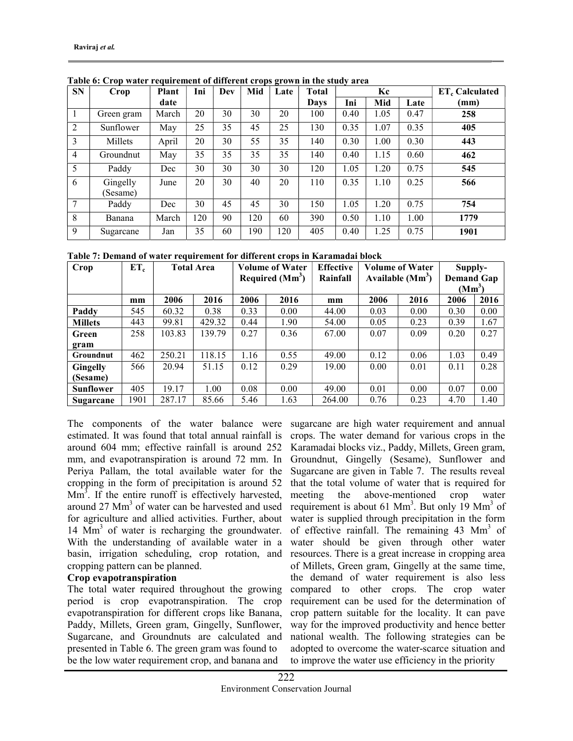**Table 6: Crop water requirement of different crops grown in the study area**

| SN | Crop | Plant date | Ini | Dev | Mid | Late | Total Days | Kc | | | $ET_c$ Calculated (mm) |
|---|---|---|---|---|---|---|---|---|---|---|---|
| | | | | | | | | Ini | Mid | Late | |
| 1 | Green gram | March | 20 | 30 | 30 | 20 | 100 | 0.40 | 1.05 | 0.47 | **258** |
| 2 | Sunflower | May | 25 | 35 | 45 | 25 | 130 | 0.35 | 1.07 | 0.35 | **405** |
| 3 | Millets | April | 20 | 30 | 55 | 35 | 140 | 0.30 | 1.00 | 0.30 | **443** |
| 4 | Groundnut | May | 35 | 35 | 35 | 35 | 140 | 0.40 | 1.15 | 0.60 | **462** |
| 5 | Paddy | Dec | 30 | 30 | 30 | 30 | 120 | 1.05 | 1.20 | 0.75 | **545** |
| 6 | Gingelly (Sesame) | June | 20 | 30 | 40 | 20 | 110 | 0.35 | 1.10 | 0.25 | **566** |
| 7 | Paddy | Dec | 30 | 45 | 45 | 30 | 150 | 1.05 | 1.20 | 0.75 | **754** |
| 8 | Banana | March | 120 | 90 | 120 | 60 | 390 | 0.50 | 1.10 | 1.00 | **1779** |
| 9 | Sugarcane | Jan | 35 | 60 | 190 | 120 | 405 | 0.40 | 1.25 | 0.75 | **1901** |

**Table 7: Demand of water requirement for different crops in Karamadai block**

| Crop | $ET_c$ | Total Area | | Volume of Water Required ($Mm^3$) | | Effective Rainfall | Volume of Water Available ($Mm^3$) | | Supply-Demand Gap ($Mm^3$) | |
|---|---|---|---|---|---|---|---|---|---|---|
| | mm | 2006 | 2016 | 2006 | 2016 | mm | 2006 | 2016 | 2006 | 2016 |
| **Paddy** | 545 | 60.32 | 0.38 | 0.33 | 0.00 | 44.00 | 0.03 | 0.00 | 0.30 | 0.00 |
| **Millets** | 443 | 99.81 | 429.32 | 0.44 | 1.90 | 54.00 | 0.05 | 0.23 | 0.39 | 1.67 |
| **Green gram** | 258 | 103.83 | 139.79 | 0.27 | 0.36 | 67.00 | 0.07 | 0.09 | 0.20 | 0.27 |
| **Groundnut** | 462 | 250.21 | 118.15 | 1.16 | 0.55 | 49.00 | 0.12 | 0.06 | 1.03 | 0.49 |
| **Gingelly (Sesame)** | 566 | 20.94 | 51.15 | 0.12 | 0.29 | 19.00 | 0.00 | 0.01 | 0.11 | 0.28 |
| **Sunflower** | 405 | 19.17 | 1.00 | 0.08 | 0.00 | 49.00 | 0.01 | 0.00 | 0.07 | 0.00 |
| **Sugarcane** | 1901 | 287.17 | 85.66 | 5.46 | 1.63 | 264.00 | 0.76 | 0.23 | 4.70 | 1.40 |

The components of the water balance were estimated. It was found that total annual rainfall is around 604 mm; effective rainfall is around 252 mm, and evapotranspiration is around 72 mm. In Periya Pallam, the total available water for the cropping in the form of precipitation is around 52 $Mm^3$. If the entire runoff is effectively harvested, around 27 $Mm^3$ of water can be harvested and used for agriculture and allied activities. Further, about 14 $Mm^3$ of water is recharging the groundwater. With the understanding of available water in a basin, irrigation scheduling, crop rotation, and cropping pattern can be planned.

### Crop evapotranspiration

The total water required throughout the growing period is crop evapotranspiration. The crop evapotranspiration for different crops like Banana, Paddy, Millets, Green gram, Gingelly, Sunflower, Sugarcane, and Groundnuts are calculated and presented in Table 6. The green gram was found to be the low water requirement crop, and banana and sugarcane are high water requirement and annual crops. The water demand for various crops in the Karamadai blocks viz., Paddy, Millets, Green gram, Groundnut, Gingelly (Sesame), Sunflower and Sugarcane are given in Table 7. The results reveal that the total volume of water that is required for meeting the above-mentioned crop water requirement is about 61 $Mm^3$. But only 19 $Mm^3$ of water is supplied through precipitation in the form of effective rainfall. The remaining 43 $Mm^3$ of water should be given through other water resources. There is a great increase in cropping area of Millets, Green gram, Gingelly at the same time, the demand of water requirement is also less compared to other crops. The crop water requirement can be used for the determination of crop pattern suitable for the locality. It can pave way for the improved productivity and hence better national wealth. The following strategies can be adopted to overcome the water-scarce situation and to improve the water use efficiency in the priority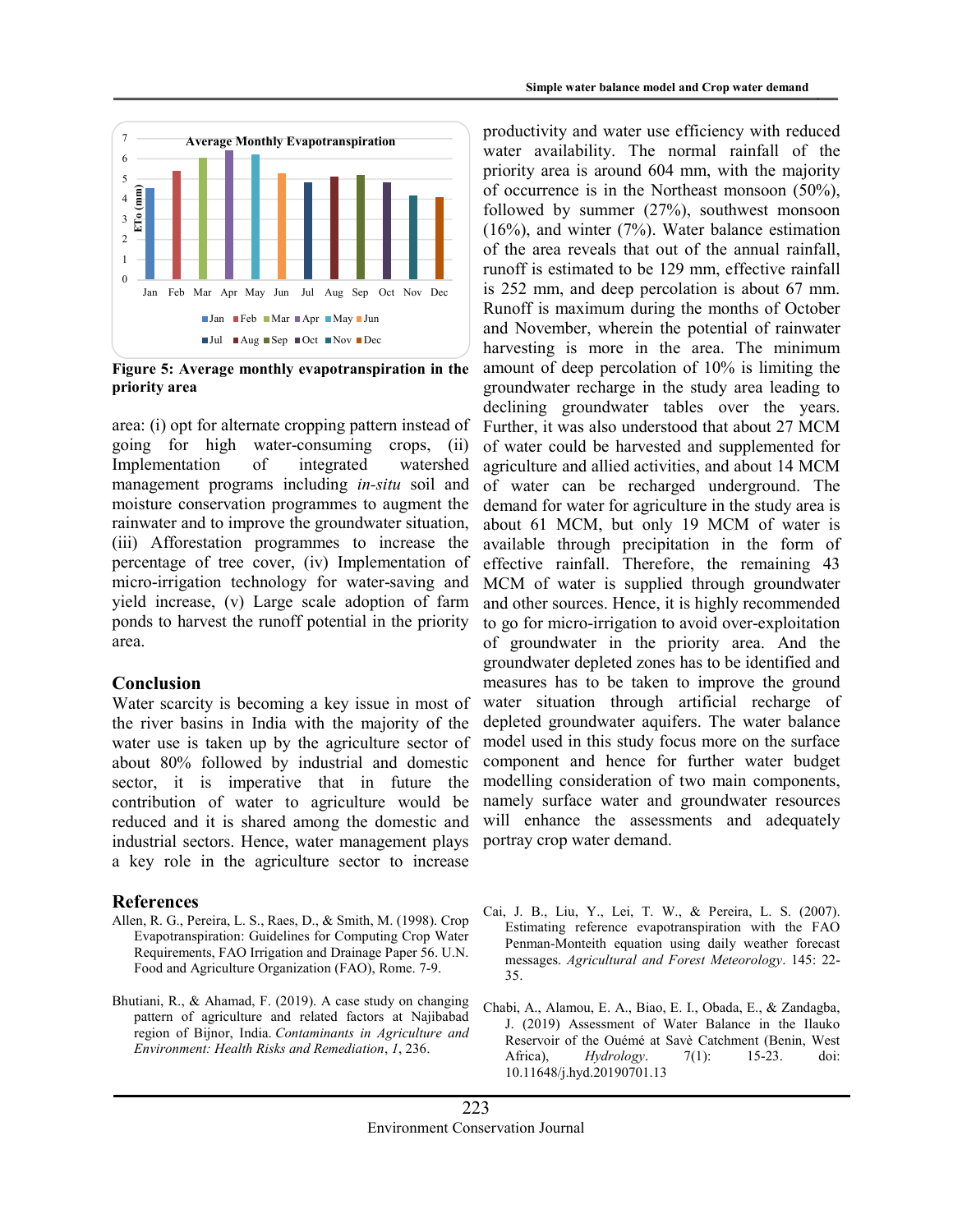**Figure 5: Average monthly evapotranspiration in the priority area**

area: (i) opt for alternate cropping pattern instead of going for high water-consuming crops, (ii) Implementation of integrated watershed management programs including *in-situ* soil and moisture conservation programmes to augment the rainwater and to improve the groundwater situation, (iii) Afforestation programmes to increase the percentage of tree cover, (iv) Implementation of micro-irrigation technology for water-saving and yield increase, (v) Large scale adoption of farm ponds to harvest the runoff potential in the priority area.

## Conclusion

Water scarcity is becoming a key issue in most of the river basins in India with the majority of the water use is taken up by the agriculture sector of about 80% followed by industrial and domestic sector, it is imperative that in future the contribution of water to agriculture would be reduced and it is shared among the domestic and industrial sectors. Hence, water management plays a key role in the agriculture sector to increase productivity and water use efficiency with reduced water availability. The normal rainfall of the priority area is around 604 mm, with the majority of occurrence is in the Northeast monsoon (50%), followed by summer (27%), southwest monsoon (16%), and winter (7%). Water balance estimation of the area reveals that out of the annual rainfall, runoff is estimated to be 129 mm, effective rainfall is 252 mm, and deep percolation is about 67 mm. Runoff is maximum during the months of October and November, wherein the potential of rainwater harvesting is more in the area. The minimum amount of deep percolation of 10% is limiting the groundwater recharge in the study area leading to declining groundwater tables over the years. Further, it was also understood that about 27 MCM of water could be harvested and supplemented for agriculture and allied activities, and about 14 MCM of water can be recharged underground. The demand for water for agriculture in the study area is about 61 MCM, but only 19 MCM of water is available through precipitation in the form of effective rainfall. Therefore, the remaining 43 MCM of water is supplied through groundwater and other sources. Hence, it is highly recommended to go for micro-irrigation to avoid over-exploitation of groundwater in the priority area. And the groundwater depleted zones has to be identified and measures has to be taken to improve the ground water situation through artificial recharge of depleted groundwater aquifers. The water balance model used in this study focus more on the surface component and hence for further water budget modelling consideration of two main components, namely surface water and groundwater resources will enhance the assessments and adequately portray crop water demand.

## References

Allen, R. G., Pereira, L. S., Raes, D., & Smith, M. (1998). Crop Evapotranspiration: Guidelines for Computing Crop Water Requirements, FAO Irrigation and Drainage Paper 56. U.N. Food and Agriculture Organization (FAO), Rome. 7-9.

Bhutiani, R., & Ahamad, F. (2019). A case study on changing pattern of agriculture and related factors at Najibabad region of Bijnor, India. *Contaminants in Agriculture and Environment: Health Risks and Remediation*, *1*, 236.

Cai, J. B., Liu, Y., Lei, T. W., & Pereira, L. S. (2007). Estimating reference evapotranspiration with the FAO Penman-Monteith equation using daily weather forecast messages. *Agricultural and Forest Meteorology*. 145: 22-35.

Chabi, A., Alamou, E. A., Biao, E. I., Obada, E., & Zandagba, J. (2019) Assessment of Water Balance in the Ilauko Reservoir of the Ouémé at Savè Catchment (Benin, West Africa), *Hydrology*. 7(1): 15-23. doi: 10.11648/j.hyd.20190701.13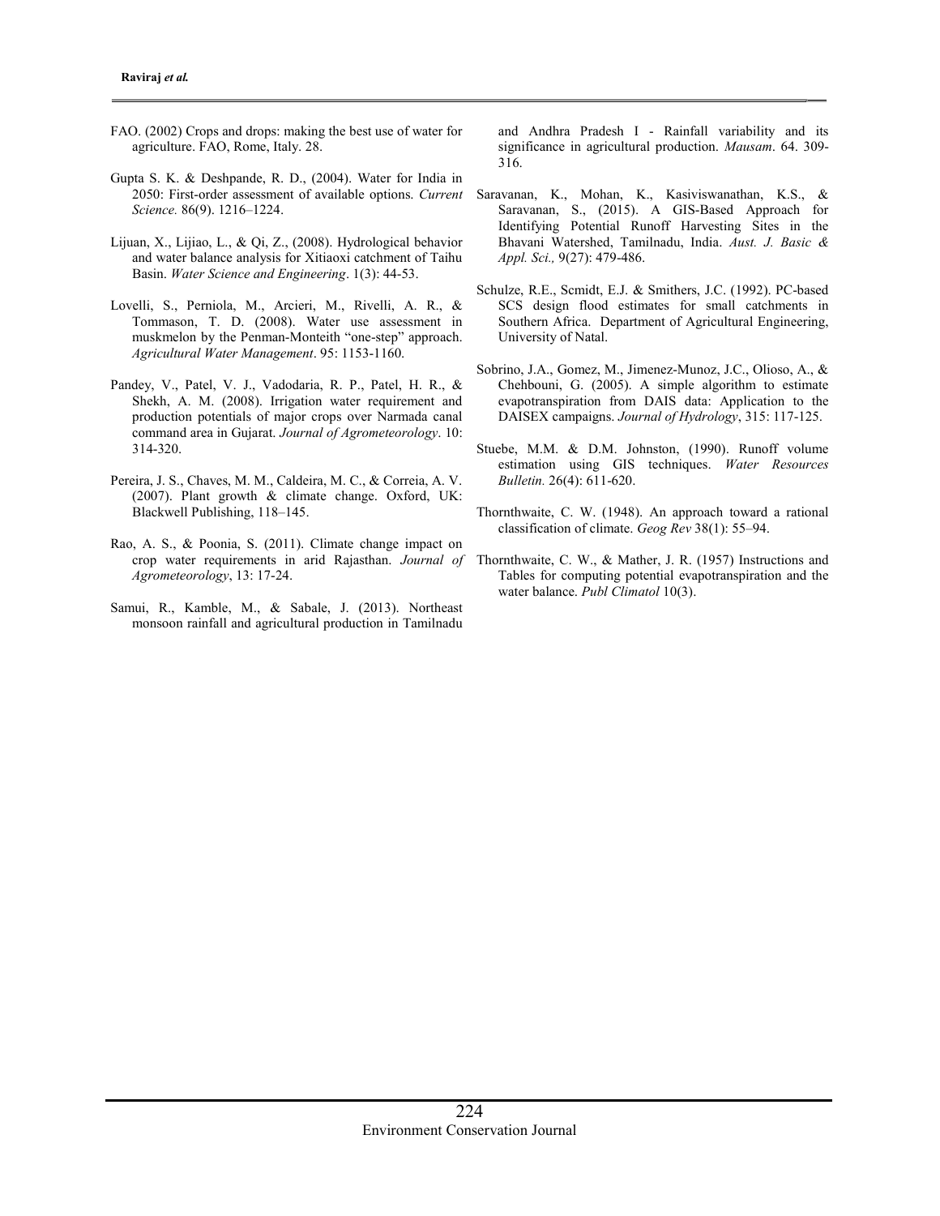FAO. (2002) Crops and drops: making the best use of water for agriculture. FAO, Rome, Italy. 28.

Gupta S. K. & Deshpande, R. D., (2004). Water for India in 2050: First-order assessment of available options. *Current Science.* 86(9). 1216–1224.

Lijuan, X., Lijiao, L., & Qi, Z., (2008). Hydrological behavior and water balance analysis for Xitiaoxi catchment of Taihu Basin. *Water Science and Engineering*. 1(3): 44-53.

Lovelli, S., Perniola, M., Arcieri, M., Rivelli, A. R., & Tommason, T. D. (2008). Water use assessment in muskmelon by the Penman-Monteith "one-step" approach. *Agricultural Water Management*. 95: 1153-1160.

Pandey, V., Patel, V. J., Vadodaria, R. P., Patel, H. R., & Shekh, A. M. (2008). Irrigation water requirement and production potentials of major crops over Narmada canal command area in Gujarat. *Journal of Agrometeorology*. 10: 314-320.

Pereira, J. S., Chaves, M. M., Caldeira, M. C., & Correia, A. V. (2007). Plant growth & climate change. Oxford, UK: Blackwell Publishing, 118–145.

Rao, A. S., & Poonia, S. (2011). Climate change impact on crop water requirements in arid Rajasthan. *Journal of Agrometeorology*, 13: 17-24.

Samui, R., Kamble, M., & Sabale, J. (2013). Northeast monsoon rainfall and agricultural production in Tamilnadu and Andhra Pradesh I - Rainfall variability and its significance in agricultural production. *Mausam*. 64. 309-316.

Saravanan, K., Mohan, K., Kasiviswanathan, K.S., & Saravanan, S., (2015). A GIS-Based Approach for Identifying Potential Runoff Harvesting Sites in the Bhavani Watershed, Tamilnadu, India. *Aust. J. Basic & Appl. Sci.,* 9(27): 479-486.

Schulze, R.E., Scmidt, E.J. & Smithers, J.C. (1992). PC-based SCS design flood estimates for small catchments in Southern Africa. Department of Agricultural Engineering, University of Natal.

Sobrino, J.A., Gomez, M., Jimenez-Munoz, J.C., Olioso, A., & Chehbouni, G. (2005). A simple algorithm to estimate evapotranspiration from DAIS data: Application to the DAISEX campaigns. *Journal of Hydrology*, 315: 117-125.

Stuebe, M.M. & D.M. Johnston, (1990). Runoff volume estimation using GIS techniques. *Water Resources Bulletin.* 26(4): 611-620.

Thornthwaite, C. W. (1948). An approach toward a rational classification of climate. *Geog Rev* 38(1): 55–94.

Thornthwaite, C. W., & Mather, J. R. (1957) Instructions and Tables for computing potential evapotranspiration and the water balance. *Publ Climatol* 10(3).